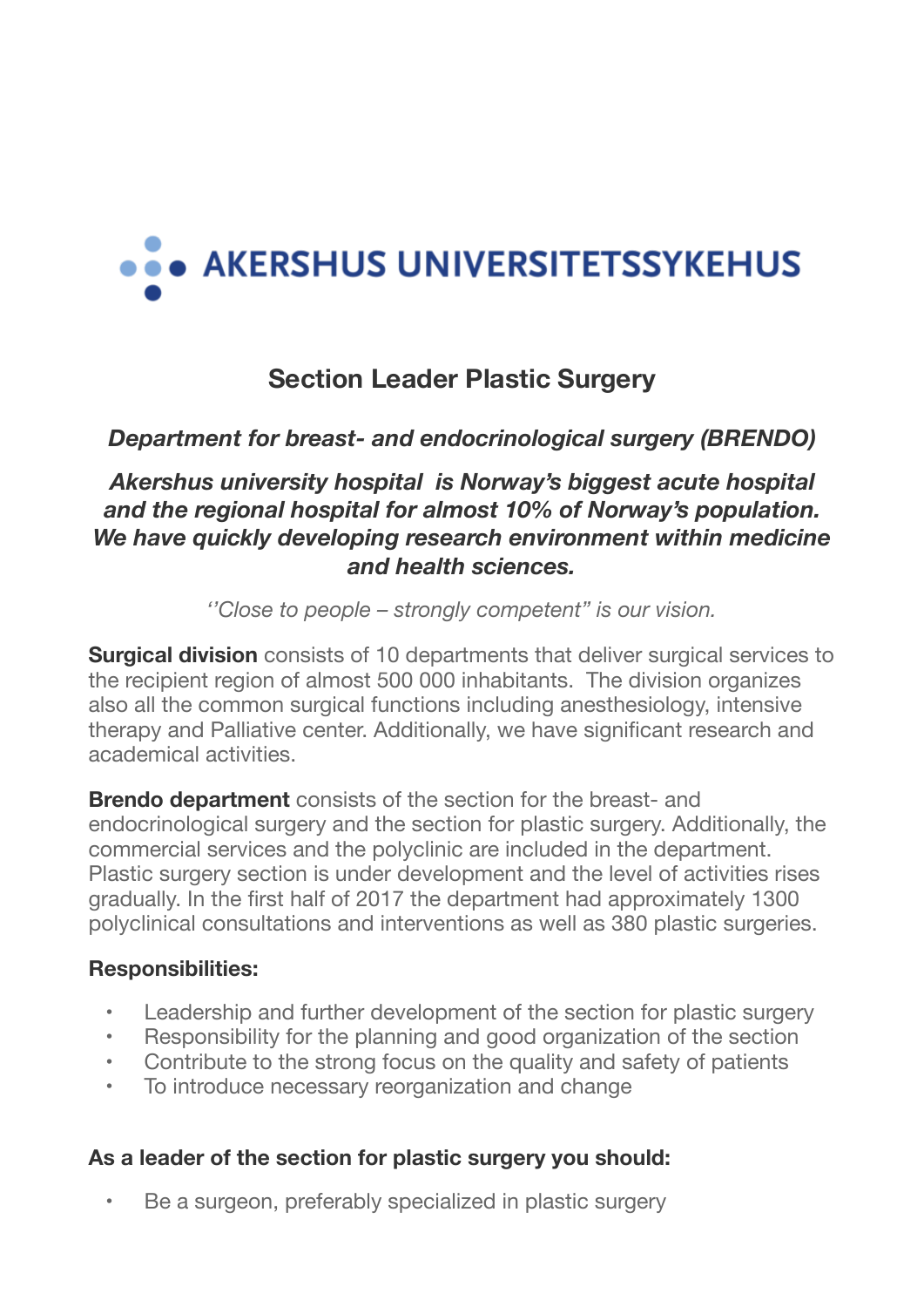AKERSHUS UNIVERSITETSSYKEHUS

## Section Leader Plastic Surgery

***Department for breast- and endocrinological surgery (BRENDO)***

***Akershus university hospital  is Norway's biggest acute hospital and the regional hospital for almost 10% of Norway's population. We have quickly developing research environment within medicine and health sciences.***

*''Close to people – strongly competent" is our vision.*

**Surgical division** consists of 10 departments that deliver surgical services to the recipient region of almost 500 000 inhabitants.  The division organizes also all the common surgical functions including anesthesiology, intensive therapy and Palliative center. Additionally, we have significant research and academical activities.

**Brendo department** consists of the section for the breast- and endocrinological surgery and the section for plastic surgery. Additionally, the commercial services and the polyclinic are included in the department. Plastic surgery section is under development and the level of activities rises gradually. In the first half of 2017 the department had approximately 1300 polyclinical consultations and interventions as well as 380 plastic surgeries.

**Responsibilities:**

- Leadership and further development of the section for plastic surgery
- Responsibility for the planning and good organization of the section
- Contribute to the strong focus on the quality and safety of patients
- To introduce necessary reorganization and change

**As a leader of the section for plastic surgery you should:**

- Be a surgeon, preferably specialized in plastic surgery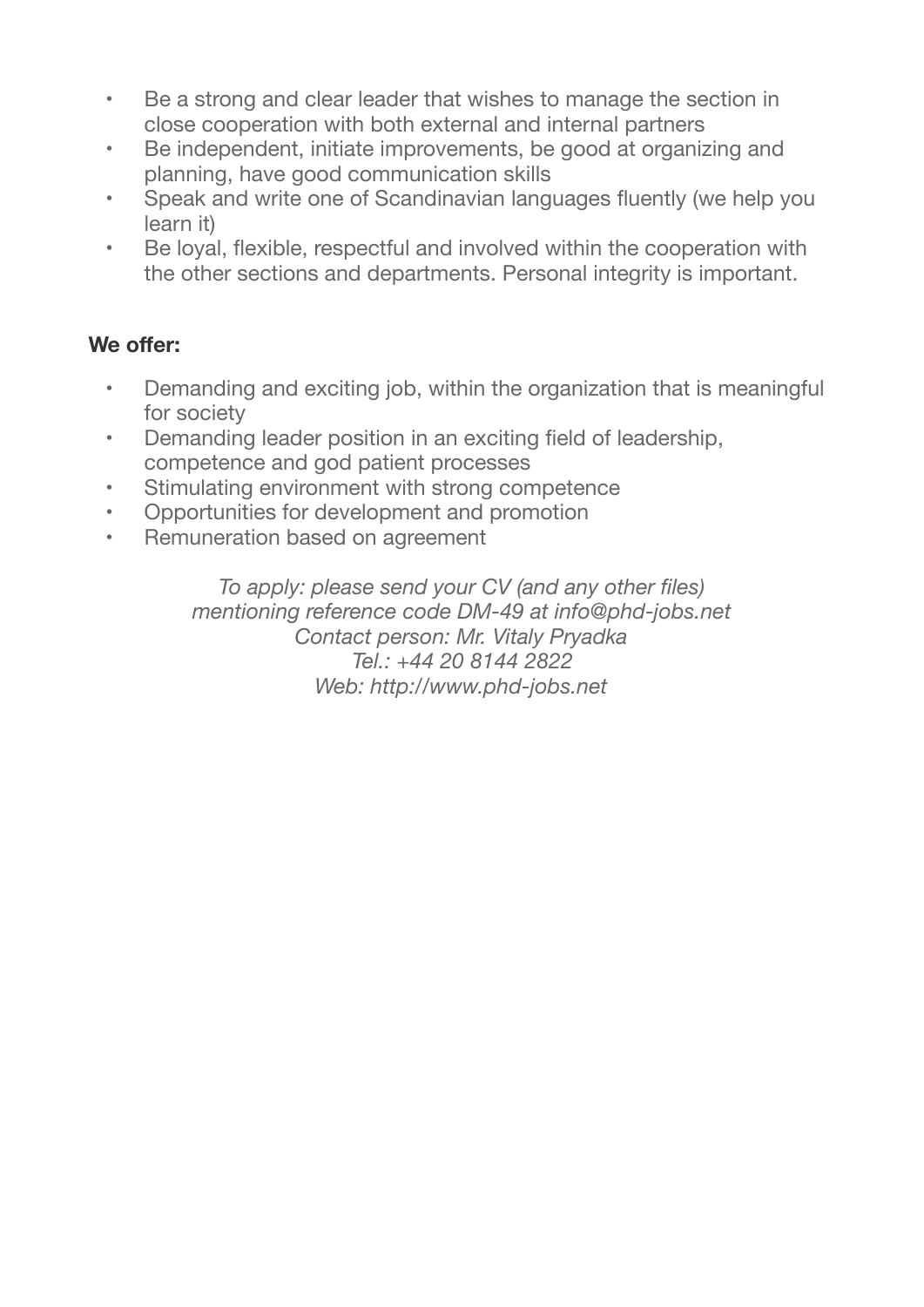- Be a strong and clear leader that wishes to manage the section in close cooperation with both external and internal partners
- Be independent, initiate improvements, be good at organizing and planning, have good communication skills
- Speak and write one of Scandinavian languages fluently (we help you learn it)
- Be loyal, flexible, respectful and involved within the cooperation with the other sections and departments. Personal integrity is important.

**We offer:**

- Demanding and exciting job, within the organization that is meaningful for society
- Demanding leader position in an exciting field of leadership, competence and god patient processes
- Stimulating environment with strong competence
- Opportunities for development and promotion
- Remuneration based on agreement

*To apply: please send your CV (and any other files) mentioning reference code DM-49 at info@phd-jobs.net*
*Contact person: Mr. Vitaly Pryadka*
*Tel.: +44 20 8144 2822*
*Web: http://www.phd-jobs.net*